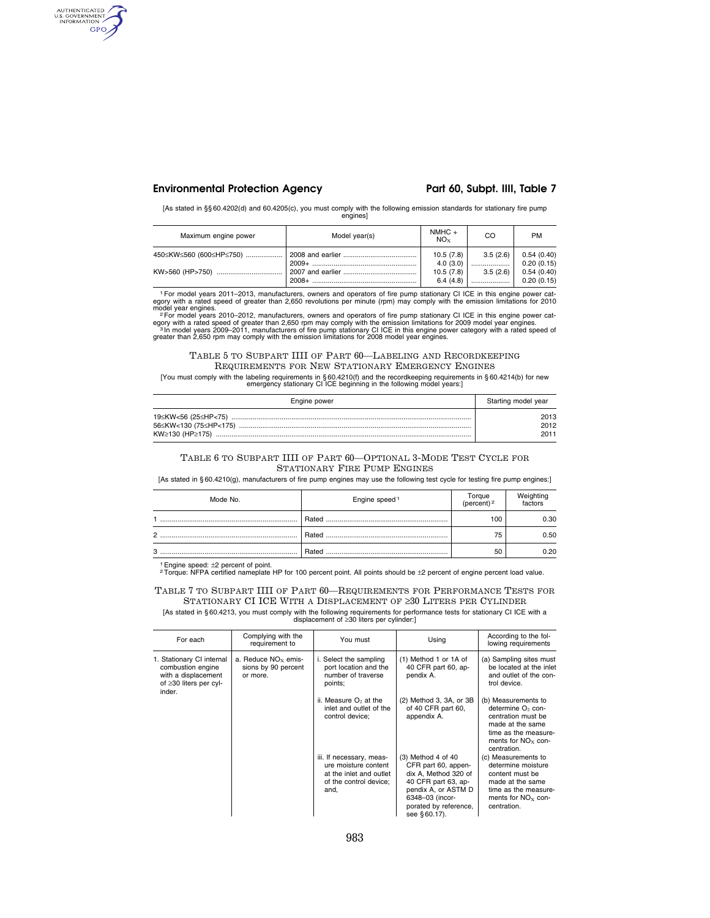[As stated in §§ 60.4202(d) and 60.4205(c), you must comply with the following emission standards for stationary fire pump engines]

| Maximum engine power | Model year(s) | NMHC + $NO_X$ | CO | PM |
|---|---|---|---|---|
| 450≤KW≤560 (600≤HP≤750) | 2008 and earlier | 10.5 (7.8) | 3.5 (2.6) | 0.54 (0.40) |
| | 2009+ | 4.0 (3.0) | | 0.20 (0.15) |
| KW>560 (HP>750) | 2007 and earlier | 10.5 (7.8) | 3.5 (2.6) | 0.54 (0.40) |
| | 2008+ | 6.4 (4.8) | | 0.20 (0.15) |

[1] For model years 2011–2013, manufacturers, owners and operators of fire pump stationary CI ICE in this engine power category with a rated speed of greater than 2,650 revolutions per minute (rpm) may comply with the emission limitations for 2010 model year engines.

[2] For model years 2010–2012, manufacturers, owners and operators of fire pump stationary CI ICE in this engine power category with a rated speed of greater than 2,650 rpm may comply with the emission limitations for 2009 model year engines.

[3] In model years 2009–2011, manufacturers of fire pump stationary CI ICE in this engine power category with a rated speed of greater than 2,650 rpm may comply with the emission limitations for 2008 model year engines.

## Table 5 to Subpart IIII of Part 60—Labeling and Recordkeeping Requirements for New Stationary Emergency Engines

[You must comply with the labeling requirements in § 60.4210(f) and the recordkeeping requirements in § 60.4214(b) for new emergency stationary CI ICE beginning in the following model years:]

| Engine power | Starting model year |
|---|---|
| 19≤KW<56 (25≤HP<75) | 2013 |
| 56≤KW<130 (75≤HP<175) | 2012 |
| KW≥130 (HP≥175) | 2011 |

## Table 6 to Subpart IIII of Part 60—Optional 3-Mode Test Cycle for Stationary Fire Pump Engines

[As stated in § 60.4210(g), manufacturers of fire pump engines may use the following test cycle for testing fire pump engines:]

| Mode No. | Engine speed [1] | Torque (percent) [2] | Weighting factors |
|---|---|---|---|
| 1 | Rated | 100 | 0.30 |
| 2 | Rated | 75 | 0.50 |
| 3 | Rated | 50 | 0.20 |

[1] Engine speed: ±2 percent of point.

[2] Torque: NFPA certified nameplate HP for 100 percent point. All points should be ±2 percent of engine percent load value.

## Table 7 to Subpart IIII of Part 60—Requirements for Performance Tests for Stationary CI ICE With a Displacement of ≥30 Liters per Cylinder

[As stated in § 60.4213, you must comply with the following requirements for performance tests for stationary CI ICE with a displacement of ≥30 liters per cylinder:]

| For each | Complying with the requirement to | You must | Using | According to the following requirements |
|---|---|---|---|---|
| 1. Stationary CI internal combustion engine with a displacement of ≥30 liters per cylinder. | a. Reduce $NO_X$ emissions by 90 percent or more. | i. Select the sampling port location and the number of traverse points; | (1) Method 1 or 1A of 40 CFR part 60, appendix A. | (a) Sampling sites must be located at the inlet and outlet of the control device. |
| | | ii. Measure $O_2$ at the inlet and outlet of the control device; | (2) Method 3, 3A, or 3B of 40 CFR part 60, appendix A. | (b) Measurements to determine $O_2$ concentration must be made at the same time as the measurements for $NO_X$ concentration. |
| | | iii. If necessary, measure moisture content at the inlet and outlet of the control device; and, | (3) Method 4 of 40 CFR part 60, appendix A, Method 320 of 40 CFR part 63, appendix A, or ASTM D 6348–03 (incorporated by reference, see § 60.17). | (c) Measurements to determine moisture content must be made at the same time as the measurements for $NO_X$ concentration. |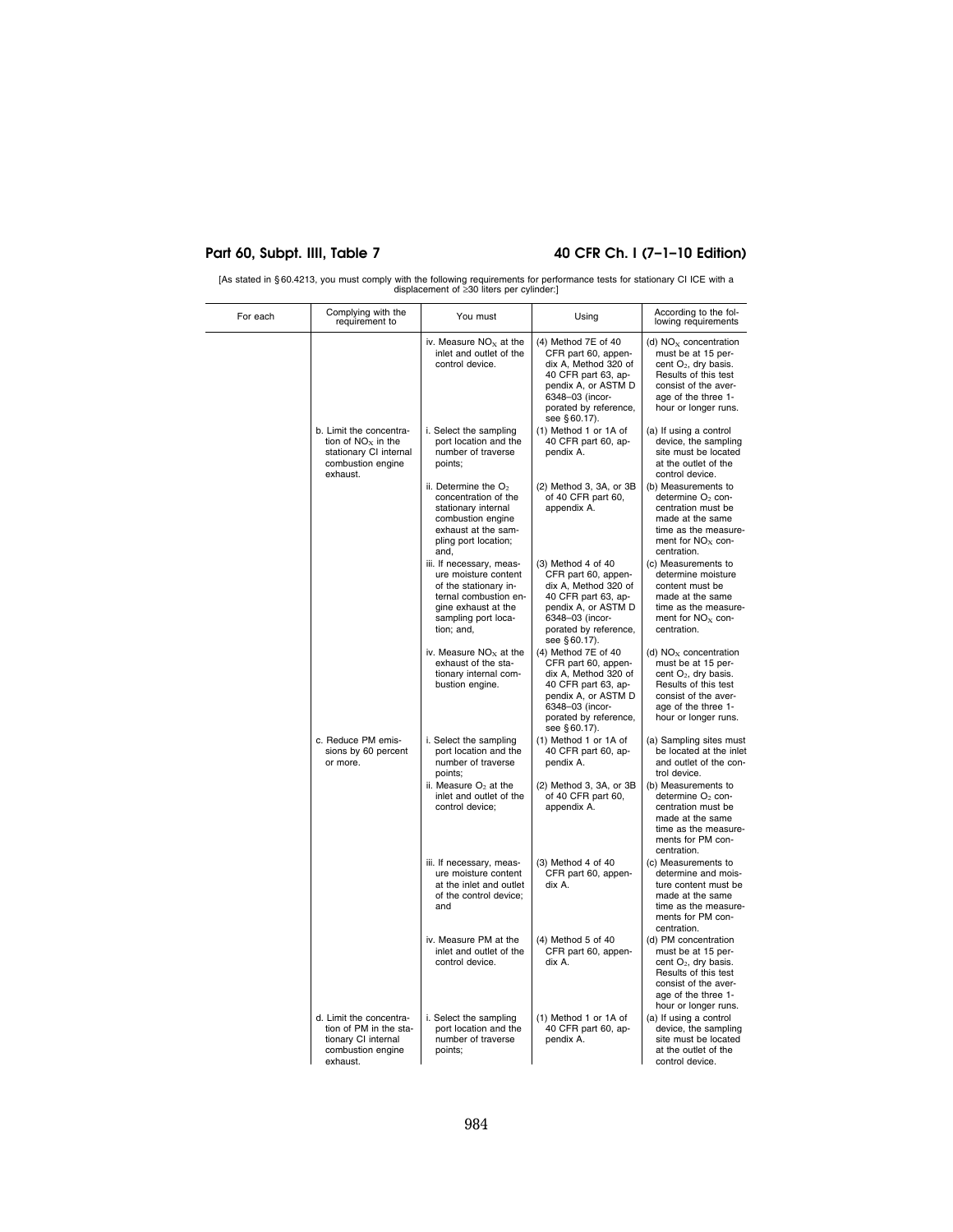[As stated in §60.4213, you must comply with the following requirements for performance tests for stationary CI ICE with a displacement of ≥30 liters per cylinder:]

| For each | Complying with the requirement to | You must | Using | According to the following requirements |
|---|---|---|---|---|
| | | iv. Measure $NO_X$ at the inlet and outlet of the control device. | (4) Method 7E of 40 CFR part 60, appendix A, Method 320 of 40 CFR part 63, appendix A, or ASTM D 6348–03 (incorporated by reference, see §60.17). | (d) $NO_X$ concentration must be at 15 percent $O_2$, dry basis. Results of this test consist of the average of the three 1-hour or longer runs. |
| | b. Limit the concentration of $NO_X$ in the stationary CI internal combustion engine exhaust. | i. Select the sampling port location and the number of traverse points; | (1) Method 1 or 1A of 40 CFR part 60, appendix A. | (a) If using a control device, the sampling site must be located at the outlet of the control device. |
| | | ii. Determine the $O_2$ concentration of the stationary internal combustion engine exhaust at the sampling port location; and, | (2) Method 3, 3A, or 3B of 40 CFR part 60, appendix A. | (b) Measurements to determine $O_2$ concentration must be made at the same time as the measurement for $NO_X$ concentration. |
| | | iii. If necessary, measure moisture content of the stationary internal combustion engine exhaust at the sampling port location; and, | (3) Method 4 of 40 CFR part 60, appendix A, Method 320 of 40 CFR part 63, appendix A, or ASTM D 6348–03 (incorporated by reference, see §60.17). | (c) Measurements to determine moisture content must be made at the same time as the measurement for $NO_X$ concentration. |
| | | iv. Measure $NO_X$ at the exhaust of the stationary internal combustion engine. | (4) Method 7E of 40 CFR part 60, appendix A, Method 320 of 40 CFR part 63, appendix A, or ASTM D 6348–03 (incorporated by reference, see §60.17). | (d) $NO_X$ concentration must be at 15 percent $O_2$, dry basis. Results of this test consist of the average of the three 1-hour or longer runs. |
| | c. Reduce PM emissions by 60 percent or more. | i. Select the sampling port location and the number of traverse points; | (1) Method 1 or 1A of 40 CFR part 60, appendix A. | (a) Sampling sites must be located at the inlet and outlet of the control device. |
| | | ii. Measure $O_2$ at the inlet and outlet of the control device; | (2) Method 3, 3A, or 3B of 40 CFR part 60, appendix A. | (b) Measurements to determine $O_2$ concentration must be made at the same time as the measurements for PM concentration. |
| | | iii. If necessary, measure moisture content at the inlet and outlet of the control device; and | (3) Method 4 of 40 CFR part 60, appendix A. | (c) Measurements to determine and moisture content must be made at the same time as the measurements for PM concentration. |
| | | iv. Measure PM at the inlet and outlet of the control device. | (4) Method 5 of 40 CFR part 60, appendix A. | (d) PM concentration must be at 15 percent $O_2$, dry basis. Results of this test consist of the average of the three 1-hour or longer runs. |
| | d. Limit the concentration of PM in the stationary CI internal combustion engine exhaust. | i. Select the sampling port location and the number of traverse points; | (1) Method 1 or 1A of 40 CFR part 60, appendix A. | (a) If using a control device, the sampling site must be located at the outlet of the control device. |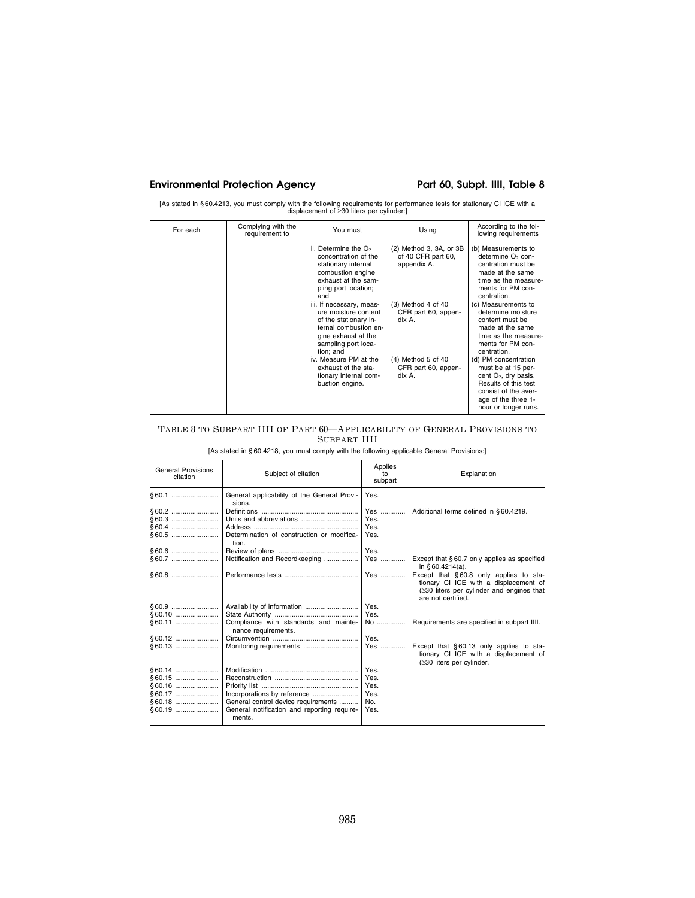[As stated in §60.4213, you must comply with the following requirements for performance tests for stationary CI ICE with a displacement of ≥30 liters per cylinder:]

| For each | Complying with the requirement to | You must | Using | According to the following requirements |
| --- | --- | --- | --- | --- |
| | | ii. Determine the $O_2$ concentration of the stationary internal combustion engine exhaust at the sampling port location; and | (2) Method 3, 3A, or 3B of 40 CFR part 60, appendix A. | (b) Measurements to determine $O_2$ concentration must be made at the same time as the measurements for PM concentration. |
| | | iii. If necessary, measure moisture content of the stationary internal combustion engine exhaust at the sampling port location; and | (3) Method 4 of 40 CFR part 60, appendix A. | (c) Measurements to determine moisture content must be made at the same time as the measurements for PM concentration. |
| | | iv. Measure PM at the exhaust of the stationary internal combustion engine. | (4) Method 5 of 40 CFR part 60, appendix A. | (d) PM concentration must be at 15 percent $O_2$, dry basis. Results of this test consist of the average of the three 1-hour or longer runs. |

## Table 8 to Subpart IIII of Part 60—Applicability of General Provisions to Subpart IIII

[As stated in §60.4218, you must comply with the following applicable General Provisions:]

| General Provisions citation | Subject of citation | Applies to subpart | Explanation |
| --- | --- | --- | --- |
| §60.1 | General applicability of the General Provisions. | Yes. | |
| §60.2 | Definitions | Yes | Additional terms defined in §60.4219. |
| §60.3 | Units and abbreviations | Yes. | |
| §60.4 | Address | Yes. | |
| §60.5 | Determination of construction or modification. | Yes. | |
| §60.6 | Review of plans | Yes. | |
| §60.7 | Notification and Recordkeeping | Yes | Except that §60.7 only applies as specified in §60.4214(a). |
| §60.8 | Performance tests | Yes | Except that §60.8 only applies to stationary CI ICE with a displacement of (≥30 liters per cylinder and engines that are not certified. |
| §60.9 | Availability of information | Yes. | |
| §60.10 | State Authority | Yes. | |
| §60.11 | Compliance with standards and maintenance requirements. | No | Requirements are specified in subpart IIII. |
| §60.12 | Circumvention | Yes. | |
| §60.13 | Monitoring requirements | Yes | Except that §60.13 only applies to stationary CI ICE with a displacement of (≥30 liters per cylinder. |
| §60.14 | Modification | Yes. | |
| §60.15 | Reconstruction | Yes. | |
| §60.16 | Priority list | Yes. | |
| §60.17 | Incorporations by reference | Yes. | |
| §60.18 | General control device requirements | No. | |
| §60.19 | General notification and reporting requirements. | Yes. | |